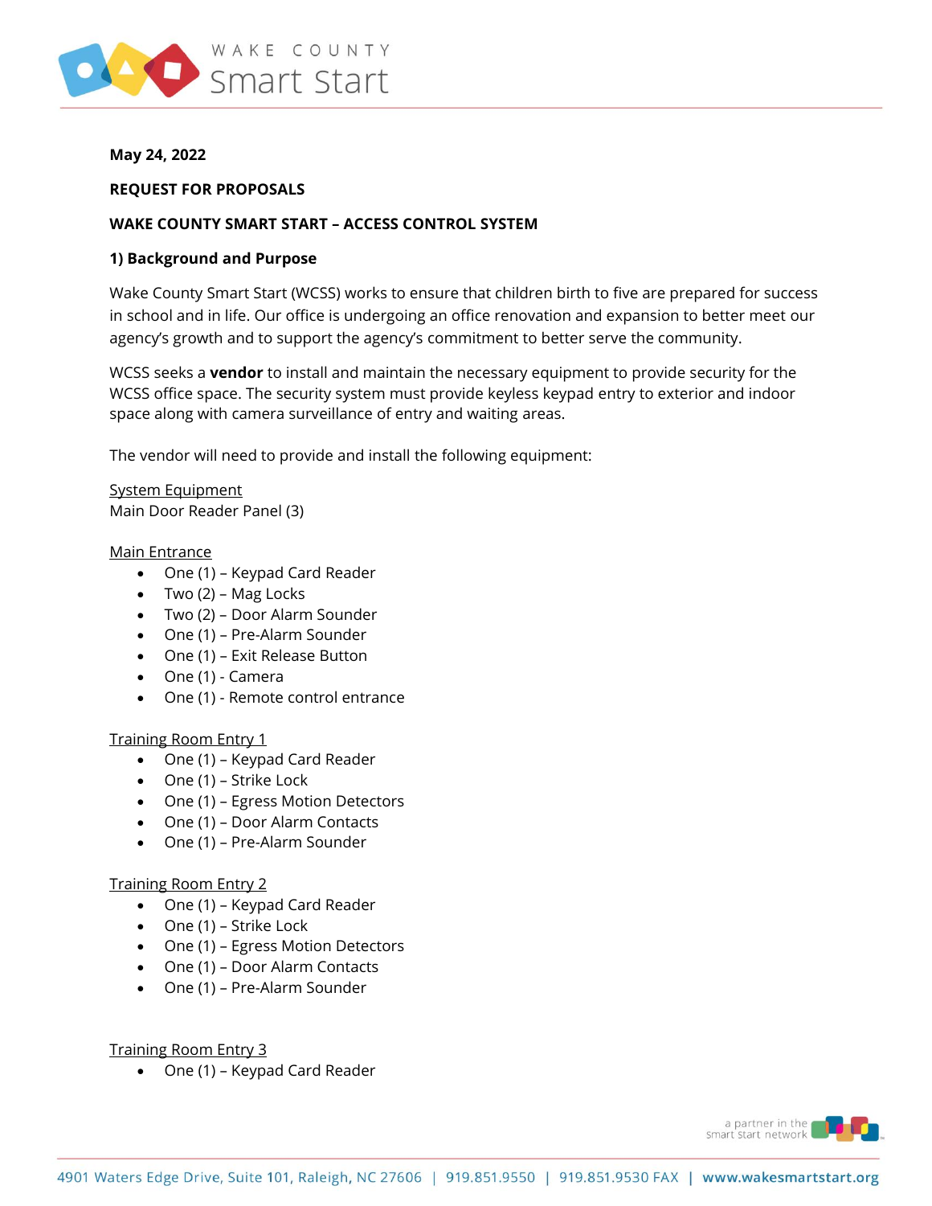**May 24, 2022**

**REQUEST FOR PROPOSALS**

**WAKE COUNTY SMART START – ACCESS CONTROL SYSTEM**

**1) Background and Purpose**

Wake County Smart Start (WCSS) works to ensure that children birth to five are prepared for success in school and in life. Our office is undergoing an office renovation and expansion to better meet our agency's growth and to support the agency's commitment to better serve the community.

WCSS seeks a **vendor** to install and maintain the necessary equipment to provide security for the WCSS office space. The security system must provide keyless keypad entry to exterior and indoor space along with camera surveillance of entry and waiting areas.

The vendor will need to provide and install the following equipment:

System Equipment
Main Door Reader Panel (3)

Main Entrance

- One (1) – Keypad Card Reader
- Two (2) – Mag Locks
- Two (2) – Door Alarm Sounder
- One (1) – Pre-Alarm Sounder
- One (1) – Exit Release Button
- One (1) - Camera
- One (1) - Remote control entrance

Training Room Entry 1

- One (1) – Keypad Card Reader
- One (1) – Strike Lock
- One (1) – Egress Motion Detectors
- One (1) – Door Alarm Contacts
- One (1) – Pre-Alarm Sounder

Training Room Entry 2

- One (1) – Keypad Card Reader
- One (1) – Strike Lock
- One (1) – Egress Motion Detectors
- One (1) – Door Alarm Contacts
- One (1) – Pre-Alarm Sounder

Training Room Entry 3

- One (1) – Keypad Card Reader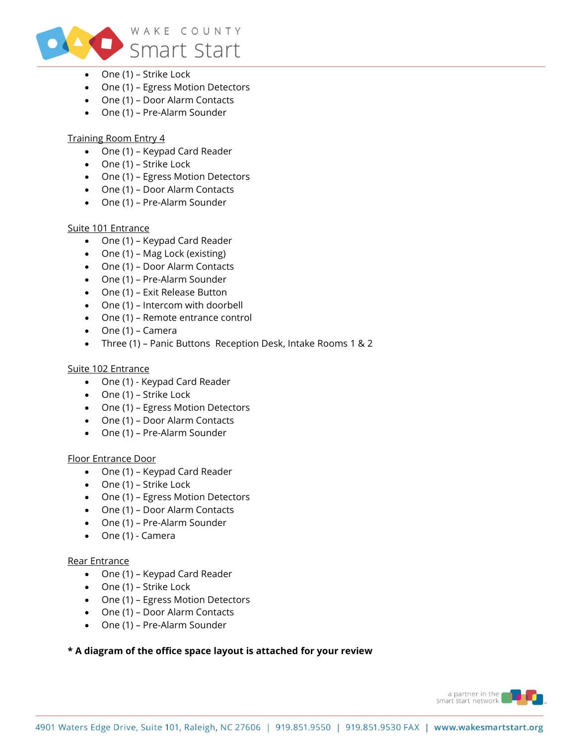- One (1) – Strike Lock
- One (1) – Egress Motion Detectors
- One (1) – Door Alarm Contacts
- One (1) – Pre-Alarm Sounder

Training Room Entry 4

- One (1) – Keypad Card Reader
- One (1) – Strike Lock
- One (1) – Egress Motion Detectors
- One (1) – Door Alarm Contacts
- One (1) – Pre-Alarm Sounder

Suite 101 Entrance

- One (1) – Keypad Card Reader
- One (1) – Mag Lock (existing)
- One (1) – Door Alarm Contacts
- One (1) – Pre-Alarm Sounder
- One (1) – Exit Release Button
- One (1) – Intercom with doorbell
- One (1) – Remote entrance control
- One (1) – Camera
- Three (1) – Panic Buttons  Reception Desk, Intake Rooms 1 & 2

Suite 102 Entrance

- One (1) - Keypad Card Reader
- One (1) – Strike Lock
- One (1) – Egress Motion Detectors
- One (1) – Door Alarm Contacts
- One (1) – Pre-Alarm Sounder

Floor Entrance Door

- One (1) – Keypad Card Reader
- One (1) – Strike Lock
- One (1) – Egress Motion Detectors
- One (1) – Door Alarm Contacts
- One (1) – Pre-Alarm Sounder
- One (1) - Camera

Rear Entrance

- One (1) – Keypad Card Reader
- One (1) – Strike Lock
- One (1) – Egress Motion Detectors
- One (1) – Door Alarm Contacts
- One (1) – Pre-Alarm Sounder

**\* A diagram of the office space layout is attached for your review**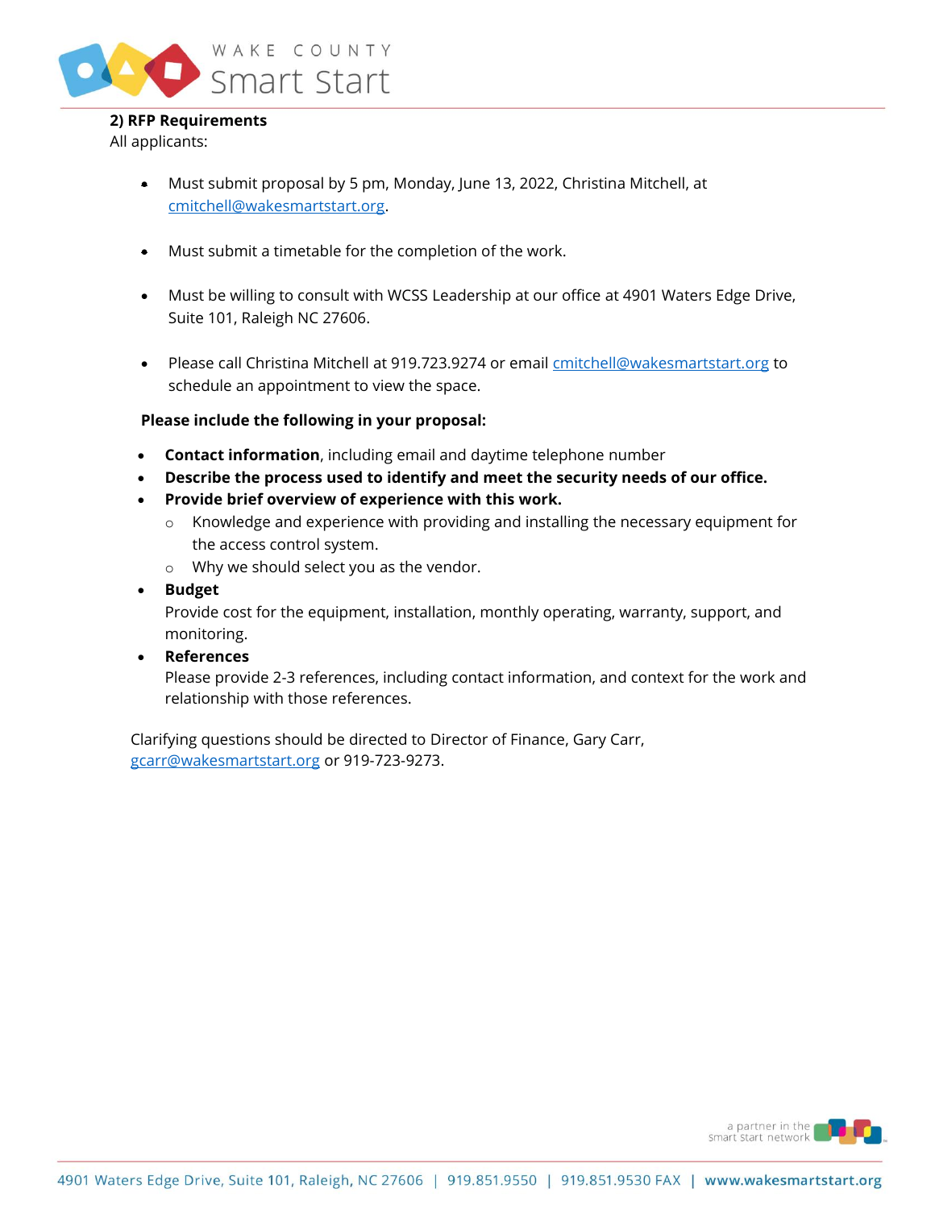**2) RFP Requirements**

All applicants:

- Must submit proposal by 5 pm, Monday, June 13, 2022, Christina Mitchell, at cmitchell@wakesmartstart.org.
- Must submit a timetable for the completion of the work.
- Must be willing to consult with WCSS Leadership at our office at 4901 Waters Edge Drive, Suite 101, Raleigh NC 27606.
- Please call Christina Mitchell at 919.723.9274 or email cmitchell@wakesmartstart.org to schedule an appointment to view the space.

**Please include the following in your proposal:**

- **Contact information**, including email and daytime telephone number
- **Describe the process used to identify and meet the security needs of our office.**
- **Provide brief overview of experience with this work.**
  - Knowledge and experience with providing and installing the necessary equipment for the access control system.
  - Why we should select you as the vendor.
- **Budget**
  Provide cost for the equipment, installation, monthly operating, warranty, support, and monitoring.
- **References**
  Please provide 2-3 references, including contact information, and context for the work and relationship with those references.

Clarifying questions should be directed to Director of Finance, Gary Carr, gcarr@wakesmartstart.org or 919-723-9273.